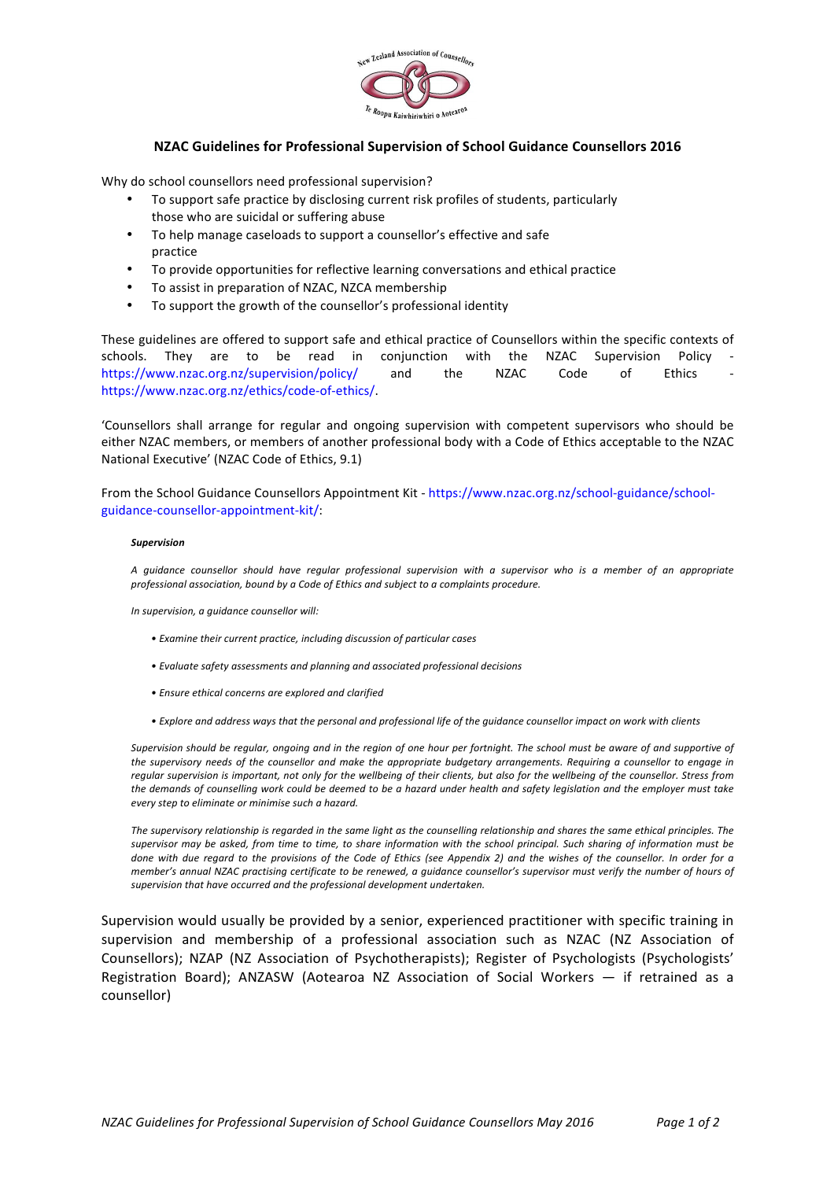# NZAC Guidelines for Professional Supervision of School Guidance Counsellors 2016

Why do school counsellors need professional supervision?

- To support safe practice by disclosing current risk profiles of students, particularly those who are suicidal or suffering abuse
- To help manage caseloads to support a counsellor's effective and safe practice
- To provide opportunities for reflective learning conversations and ethical practice
- To assist in preparation of NZAC, NZCA membership
- To support the growth of the counsellor's professional identity

These guidelines are offered to support safe and ethical practice of Counsellors within the specific contexts of schools. They are to be read in conjunction with the NZAC Supervision Policy - https://www.nzac.org.nz/supervision/policy/ and the NZAC Code of Ethics - https://www.nzac.org.nz/ethics/code-of-ethics/.

'Counsellors shall arrange for regular and ongoing supervision with competent supervisors who should be either NZAC members, or members of another professional body with a Code of Ethics acceptable to the NZAC National Executive' (NZAC Code of Ethics, 9.1)

From the School Guidance Counsellors Appointment Kit - https://www.nzac.org.nz/school-guidance/school-guidance-counsellor-appointment-kit/:

> ***Supervision***
>
> *A guidance counsellor should have regular professional supervision with a supervisor who is a member of an appropriate professional association, bound by a Code of Ethics and subject to a complaints procedure.*
>
> *In supervision, a guidance counsellor will:*
>
> - *Examine their current practice, including discussion of particular cases*
> - *Evaluate safety assessments and planning and associated professional decisions*
> - *Ensure ethical concerns are explored and clarified*
> - *Explore and address ways that the personal and professional life of the guidance counsellor impact on work with clients*
>
> *Supervision should be regular, ongoing and in the region of one hour per fortnight. The school must be aware of and supportive of the supervisory needs of the counsellor and make the appropriate budgetary arrangements. Requiring a counsellor to engage in regular supervision is important, not only for the wellbeing of their clients, but also for the wellbeing of the counsellor. Stress from the demands of counselling work could be deemed to be a hazard under health and safety legislation and the employer must take every step to eliminate or minimise such a hazard.*
>
> *The supervisory relationship is regarded in the same light as the counselling relationship and shares the same ethical principles. The supervisor may be asked, from time to time, to share information with the school principal. Such sharing of information must be done with due regard to the provisions of the Code of Ethics (see Appendix 2) and the wishes of the counsellor. In order for a member's annual NZAC practising certificate to be renewed, a guidance counsellor's supervisor must verify the number of hours of supervision that have occurred and the professional development undertaken.*

Supervision would usually be provided by a senior, experienced practitioner with specific training in supervision and membership of a professional association such as NZAC (NZ Association of Counsellors); NZAP (NZ Association of Psychotherapists); Register of Psychologists (Psychologists' Registration Board); ANZASW (Aotearoa NZ Association of Social Workers — if retrained as a counsellor)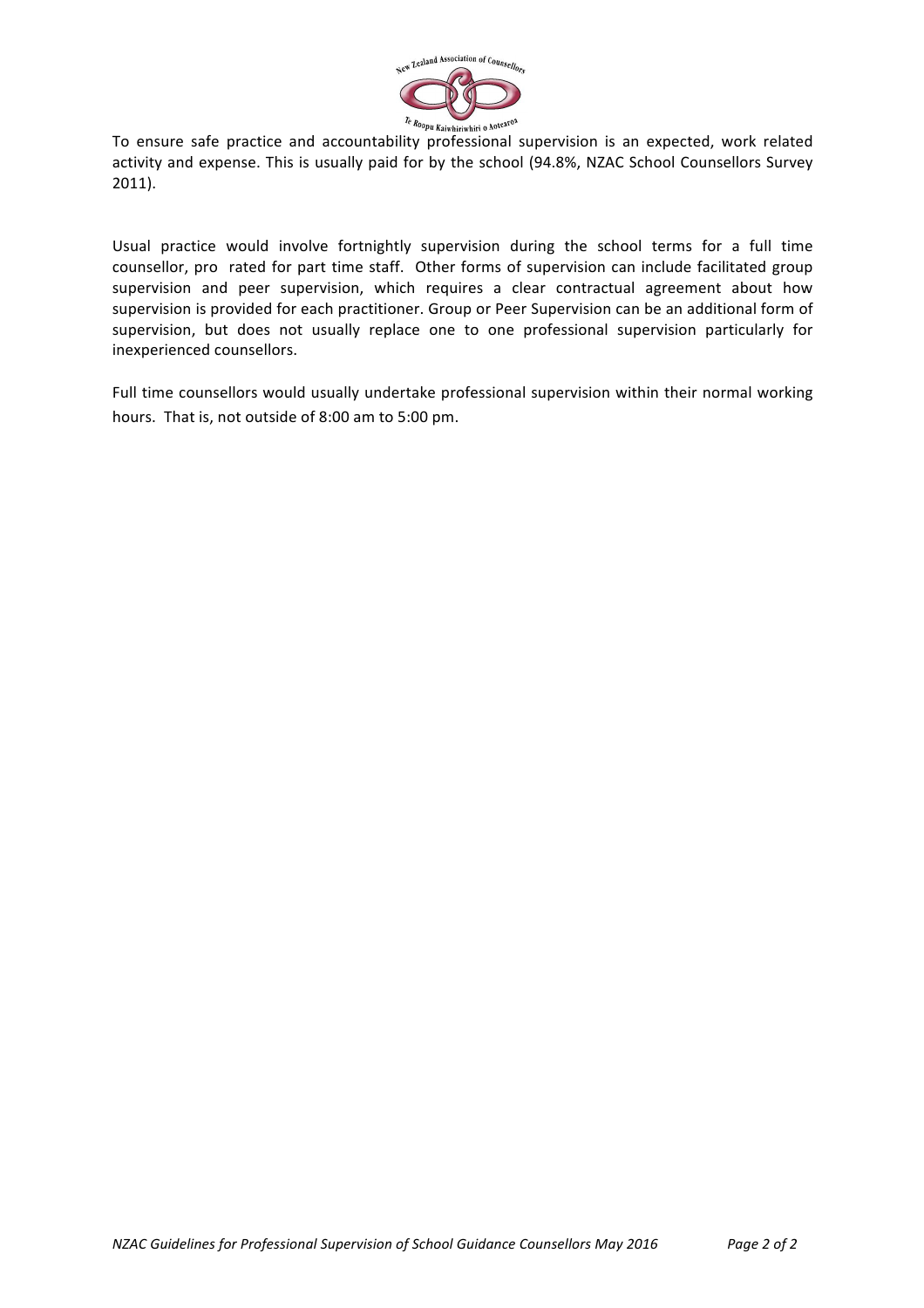To ensure safe practice and accountability professional supervision is an expected, work related activity and expense. This is usually paid for by the school (94.8%, NZAC School Counsellors Survey 2011).

Usual practice would involve fortnightly supervision during the school terms for a full time counsellor, pro rated for part time staff. Other forms of supervision can include facilitated group supervision and peer supervision, which requires a clear contractual agreement about how supervision is provided for each practitioner. Group or Peer Supervision can be an additional form of supervision, but does not usually replace one to one professional supervision particularly for inexperienced counsellors.

Full time counsellors would usually undertake professional supervision within their normal working hours. That is, not outside of 8:00 am to 5:00 pm.